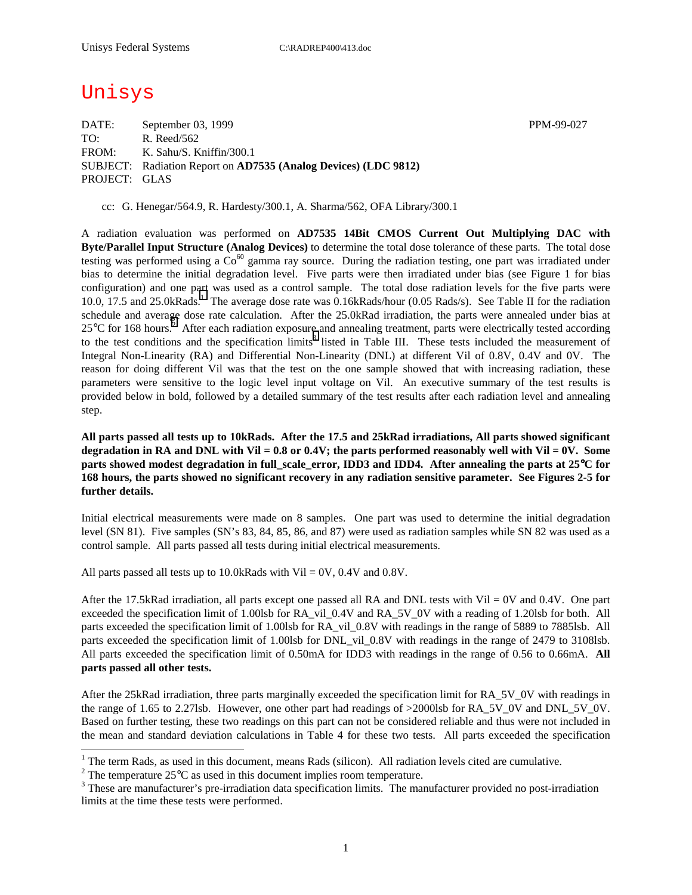Unysis Federal Systems C:\RADREP400\413.doc

# Unisys

DATE: September 03, 1999 PPM-99-027
TO: R. Reed/562
FROM: K. Sahu/S. Kniffin/300.1
SUBJECT: Radiation Report on **AD7535 (Analog Devices) (LDC 9812)**
PROJECT: GLAS

cc: G. Henegar/564.9, R. Hardesty/300.1, A. Sharma/562, OFA Library/300.1

A radiation evaluation was performed on **AD7535 14Bit CMOS Current Out Multiplying DAC with Byte/Parallel Input Structure (Analog Devices)** to determine the total dose tolerance of these parts. The total dose testing was performed using a $Co^{60}$ gamma ray source. During the radiation testing, one part was irradiated under bias to determine the initial degradation level. Five parts were then irradiated under bias (see Figure 1 for bias configuration) and one part was used as a control sample. The total dose radiation levels for the five parts were 10.0, 17.5 and 25.0kRads.[1] The average dose rate was 0.16kRads/hour (0.05 Rads/s). See Table II for the radiation schedule and average dose rate calculation. After the 25.0kRad irradiation, the parts were annealed under bias at 25°C for 168 hours.[2] After each radiation exposure and annealing treatment, parts were electrically tested according to the test conditions and the specification limits[3] listed in Table III. These tests included the measurement of Integral Non-Linearity (RA) and Differential Non-Linearity (DNL) at different Vil of 0.8V, 0.4V and 0V. The reason for doing different Vil was that the test on the one sample showed that with increasing radiation, these parameters were sensitive to the logic level input voltage on Vil. An executive summary of the test results is provided below in bold, followed by a detailed summary of the test results after each radiation level and annealing step.

**All parts passed all tests up to 10kRads. After the 17.5 and 25kRad irradiations, All parts showed significant degradation in RA and DNL with Vil = 0.8 or 0.4V; the parts performed reasonably well with Vil = 0V. Some parts showed modest degradation in full_scale_error, IDD3 and IDD4. After annealing the parts at 25°C for 168 hours, the parts showed no significant recovery in any radiation sensitive parameter. See Figures 2-5 for further details.**

Initial electrical measurements were made on 8 samples. One part was used to determine the initial degradation level (SN 81). Five samples (SN's 83, 84, 85, 86, and 87) were used as radiation samples while SN 82 was used as a control sample. All parts passed all tests during initial electrical measurements.

All parts passed all tests up to 10.0kRads with Vil = 0V, 0.4V and 0.8V.

After the 17.5kRad irradiation, all parts except one passed all RA and DNL tests with Vil = 0V and 0.4V. One part exceeded the specification limit of 1.00lsb for RA_vil_0.4V and RA_5V_0V with a reading of 1.20lsb for both. All parts exceeded the specification limit of 1.00lsb for RA_vil_0.8V with readings in the range of 5889 to 7885lsb. All parts exceeded the specification limit of 1.00lsb for DNL_vil_0.8V with readings in the range of 2479 to 3108lsb. All parts exceeded the specification limit of 0.50mA for IDD3 with readings in the range of 0.56 to 0.66mA. **All parts passed all other tests.**

After the 25kRad irradiation, three parts marginally exceeded the specification limit for RA_5V_0V with readings in the range of 1.65 to 2.27lsb. However, one other part had readings of >2000lsb for RA_5V_0V and DNL_5V_0V. Based on further testing, these two readings on this part can not be considered reliable and thus were not included in the mean and standard deviation calculations in Table 4 for these two tests. All parts exceeded the specification

---

[1] The term Rads, as used in this document, means Rads (silicon). All radiation levels cited are cumulative.

[2] The temperature 25°C as used in this document implies room temperature.

[3] These are manufacturer's pre-irradiation data specification limits. The manufacturer provided no post-irradiation limits at the time these tests were performed.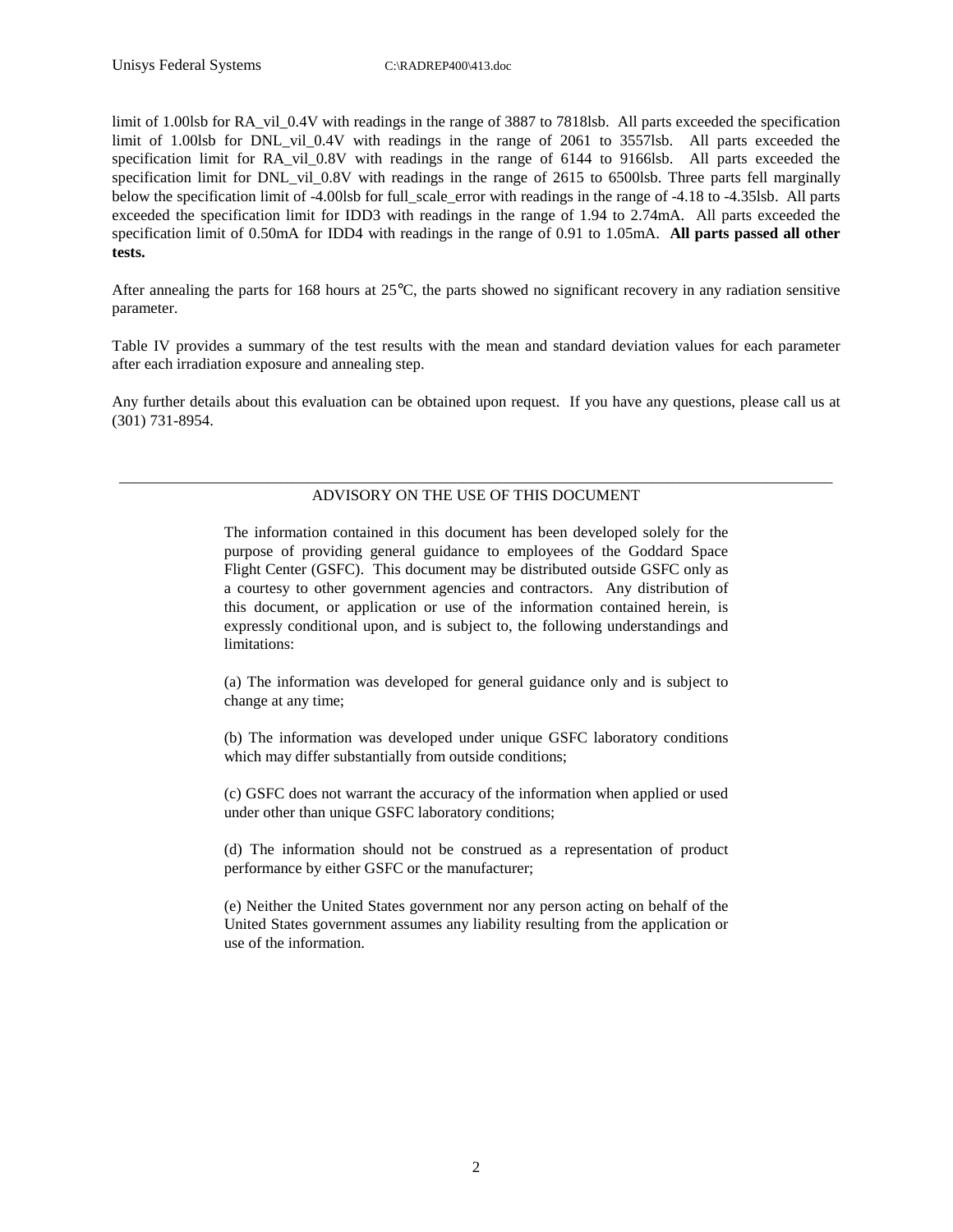limit of 1.00lsb for RA_vil_0.4V with readings in the range of 3887 to 7818lsb. All parts exceeded the specification limit of 1.00lsb for DNL_vil_0.4V with readings in the range of 2061 to 3557lsb. All parts exceeded the specification limit for RA_vil_0.8V with readings in the range of 6144 to 9166lsb. All parts exceeded the specification limit for DNL_vil_0.8V with readings in the range of 2615 to 6500lsb. Three parts fell marginally below the specification limit of -4.00lsb for full_scale_error with readings in the range of -4.18 to -4.35lsb. All parts exceeded the specification limit for IDD3 with readings in the range of 1.94 to 2.74mA. All parts exceeded the specification limit of 0.50mA for IDD4 with readings in the range of 0.91 to 1.05mA. **All parts passed all other tests.**

After annealing the parts for 168 hours at 25°C, the parts showed no significant recovery in any radiation sensitive parameter.

Table IV provides a summary of the test results with the mean and standard deviation values for each parameter after each irradiation exposure and annealing step.

Any further details about this evaluation can be obtained upon request. If you have any questions, please call us at (301) 731-8954.

---

ADVISORY ON THE USE OF THIS DOCUMENT

The information contained in this document has been developed solely for the purpose of providing general guidance to employees of the Goddard Space Flight Center (GSFC). This document may be distributed outside GSFC only as a courtesy to other government agencies and contractors. Any distribution of this document, or application or use of the information contained herein, is expressly conditional upon, and is subject to, the following understandings and limitations:

(a) The information was developed for general guidance only and is subject to change at any time;

(b) The information was developed under unique GSFC laboratory conditions which may differ substantially from outside conditions;

(c) GSFC does not warrant the accuracy of the information when applied or used under other than unique GSFC laboratory conditions;

(d) The information should not be construed as a representation of product performance by either GSFC or the manufacturer;

(e) Neither the United States government nor any person acting on behalf of the United States government assumes any liability resulting from the application or use of the information.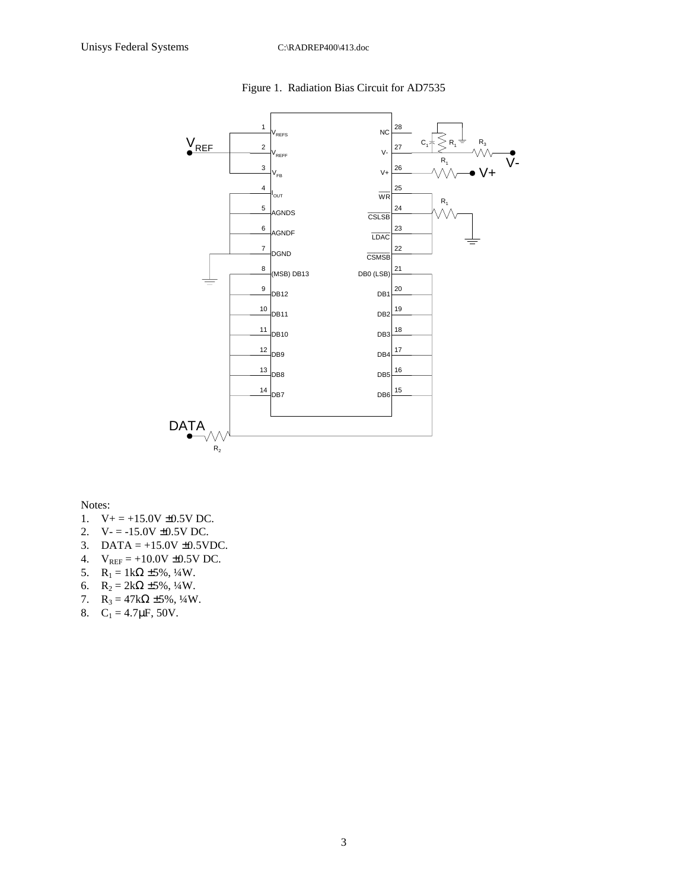Figure 1. Radiation Bias Circuit for AD7535

Notes:

1. V+ = +15.0V ±0.5V DC.
2. V- = -15.0V ±0.5V DC.
3. DATA = +15.0V ±0.5VDC.
4. $V_{REF}$ = +10.0V ±0.5V DC.
5. $R_1$ = 1kΩ ±5%, ¼W.
6. $R_2$ = 2kΩ ±5%, ¼W.
7. $R_3$ = 47kΩ ±5%, ¼W.
8. $C_1$ = 4.7µF, 50V.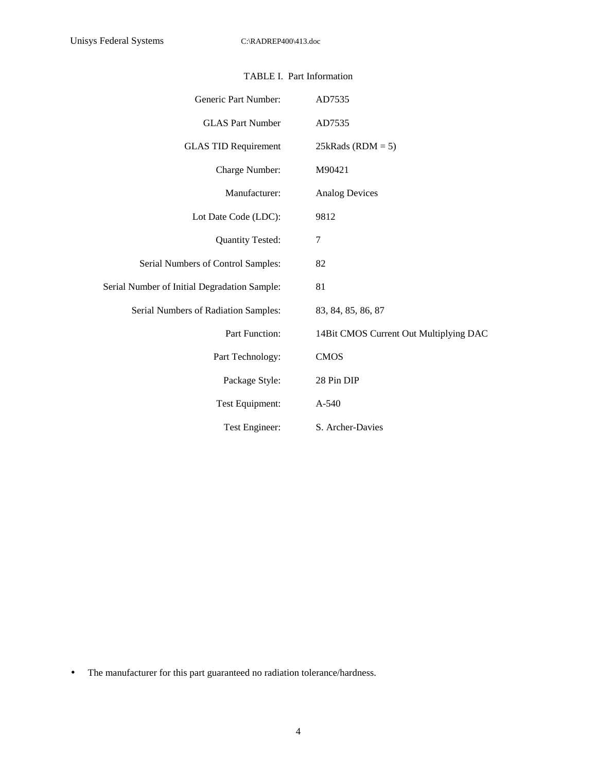TABLE I. Part Information

| | |
|---|---|
| Generic Part Number: | AD7535 |
| GLAS Part Number | AD7535 |
| GLAS TID Requirement | 25kRads (RDM = 5) |
| Charge Number: | M90421 |
| Manufacturer: | Analog Devices |
| Lot Date Code (LDC): | 9812 |
| Quantity Tested: | 7 |
| Serial Numbers of Control Samples: | 82 |
| Serial Number of Initial Degradation Sample: | 81 |
| Serial Numbers of Radiation Samples: | 83, 84, 85, 86, 87 |
| Part Function: | 14Bit CMOS Current Out Multiplying DAC |
| Part Technology: | CMOS |
| Package Style: | 28 Pin DIP |
| Test Equipment: | A-540 |
| Test Engineer: | S. Archer-Davies |

- The manufacturer for this part guaranteed no radiation tolerance/hardness.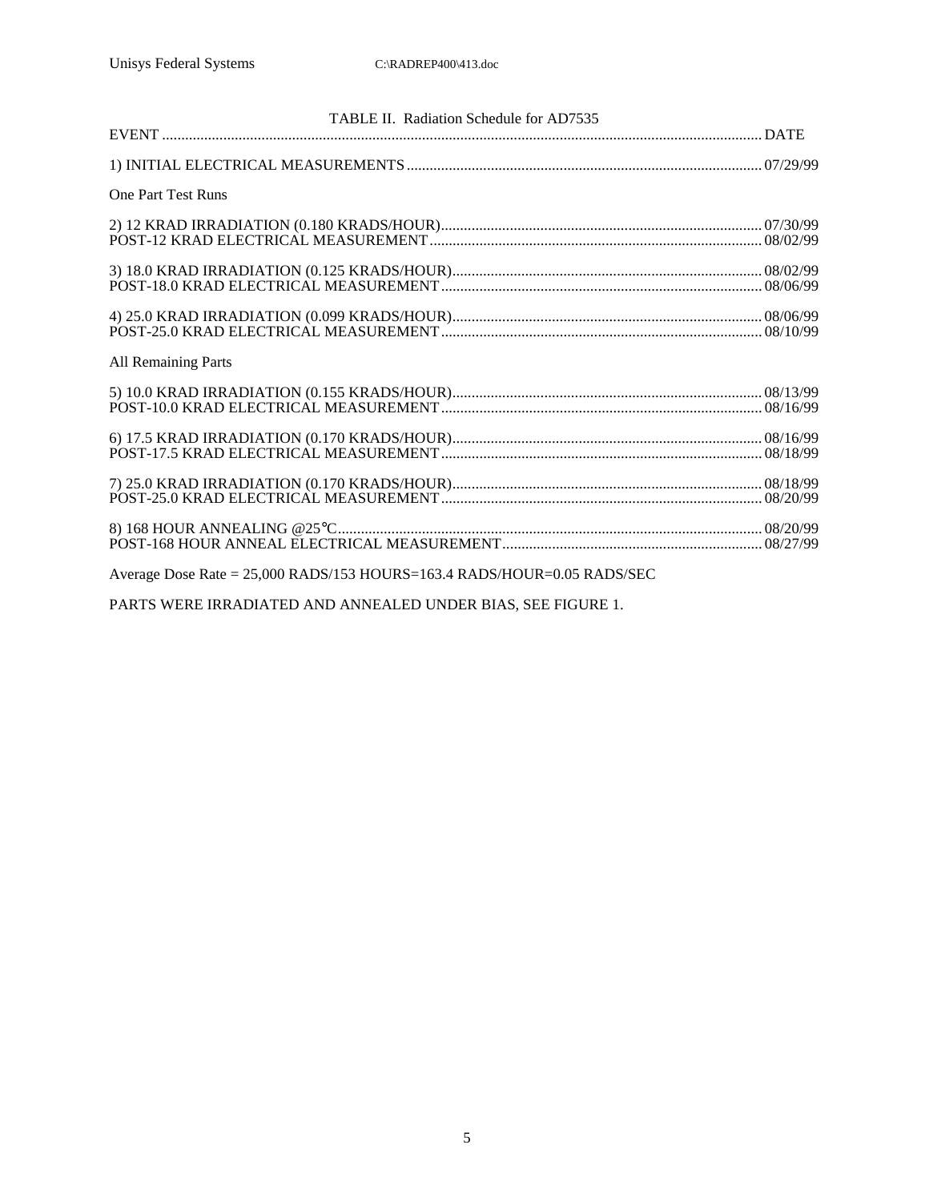TABLE II. Radiation Schedule for AD7535

| EVENT | DATE |
|---|---|
| 1) INITIAL ELECTRICAL MEASUREMENTS | 07/29/99 |
| **One Part Test Runs** | |
| 2) 12 KRAD IRRADIATION (0.180 KRADS/HOUR) | 07/30/99 |
| POST-12 KRAD ELECTRICAL MEASUREMENT | 08/02/99 |
| 3) 18.0 KRAD IRRADIATION (0.125 KRADS/HOUR) | 08/02/99 |
| POST-18.0 KRAD ELECTRICAL MEASUREMENT | 08/06/99 |
| 4) 25.0 KRAD IRRADIATION (0.099 KRADS/HOUR) | 08/06/99 |
| POST-25.0 KRAD ELECTRICAL MEASUREMENT | 08/10/99 |
| **All Remaining Parts** | |
| 5) 10.0 KRAD IRRADIATION (0.155 KRADS/HOUR) | 08/13/99 |
| POST-10.0 KRAD ELECTRICAL MEASUREMENT | 08/16/99 |
| 6) 17.5 KRAD IRRADIATION (0.170 KRADS/HOUR) | 08/16/99 |
| POST-17.5 KRAD ELECTRICAL MEASUREMENT | 08/18/99 |
| 7) 25.0 KRAD IRRADIATION (0.170 KRADS/HOUR) | 08/18/99 |
| POST-25.0 KRAD ELECTRICAL MEASUREMENT | 08/20/99 |
| 8) 168 HOUR ANNEALING @25°C | 08/20/99 |
| POST-168 HOUR ANNEAL ELECTRICAL MEASUREMENT | 08/27/99 |

Average Dose Rate = 25,000 RADS/153 HOURS=163.4 RADS/HOUR=0.05 RADS/SEC

PARTS WERE IRRADIATED AND ANNEALED UNDER BIAS, SEE FIGURE 1.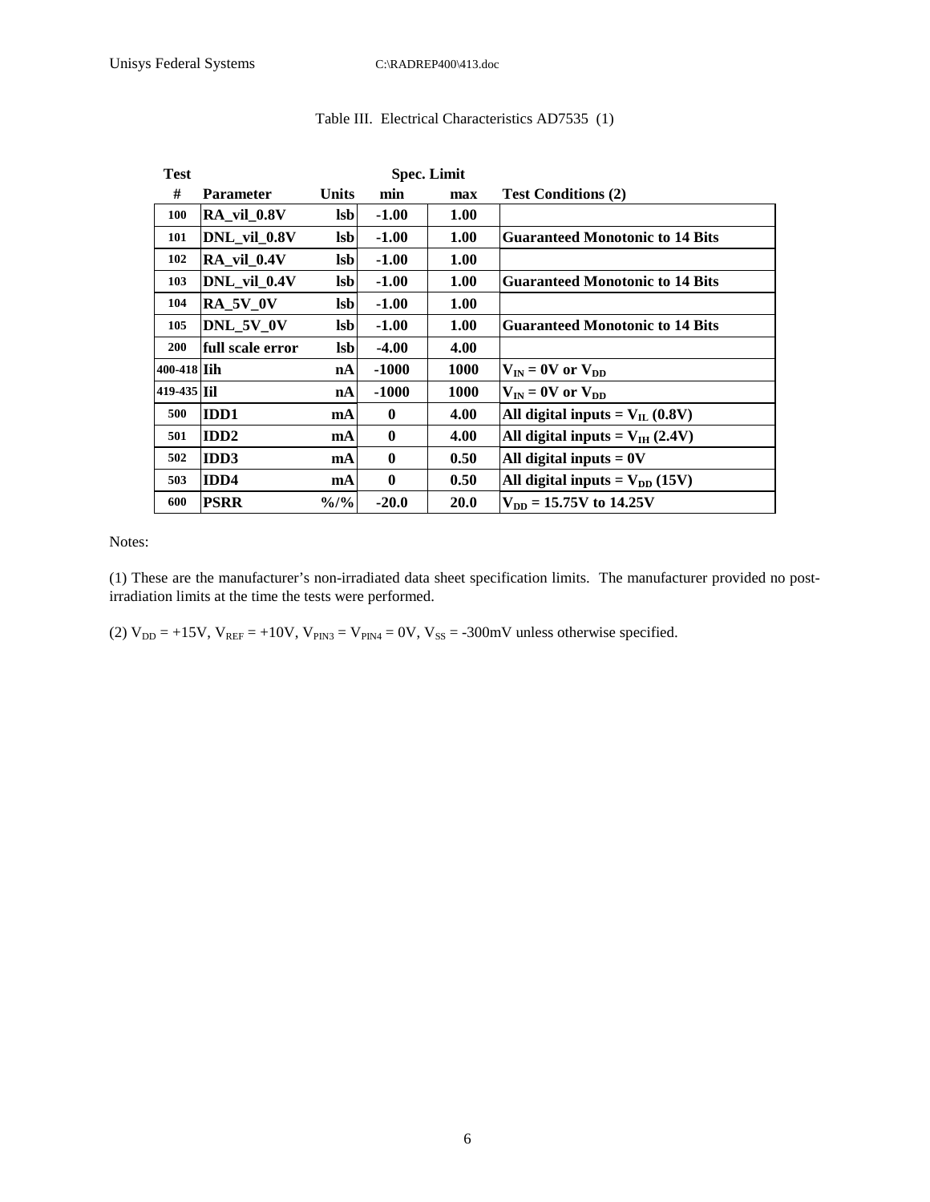Table III. Electrical Characteristics AD7535 (1)

| Test # | Parameter | Units | Spec. Limit min | max | Test Conditions (2) |
|---|---|---|---|---|---|
| 100 | RA_vil_0.8V | lsb | -1.00 | 1.00 | |
| 101 | DNL_vil_0.8V | lsb | -1.00 | 1.00 | Guaranteed Monotonic to 14 Bits |
| 102 | RA_vil_0.4V | lsb | -1.00 | 1.00 | |
| 103 | DNL_vil_0.4V | lsb | -1.00 | 1.00 | Guaranteed Monotonic to 14 Bits |
| 104 | RA_5V_0V | lsb | -1.00 | 1.00 | |
| 105 | DNL_5V_0V | lsb | -1.00 | 1.00 | Guaranteed Monotonic to 14 Bits |
| 200 | full scale error | lsb | -4.00 | 4.00 | |
| 400-418 | Iih | nA | -1000 | 1000 | $V_{IN}$ = 0V or $V_{DD}$ |
| 419-435 | Iil | nA | -1000 | 1000 | $V_{IN}$ = 0V or $V_{DD}$ |
| 500 | IDD1 | mA | 0 | 4.00 | All digital inputs = $V_{IL}$ (0.8V) |
| 501 | IDD2 | mA | 0 | 4.00 | All digital inputs = $V_{IH}$ (2.4V) |
| 502 | IDD3 | mA | 0 | 0.50 | All digital inputs = 0V |
| 503 | IDD4 | mA | 0 | 0.50 | All digital inputs = $V_{DD}$ (15V) |
| 600 | PSRR | %/% | -20.0 | 20.0 | $V_{DD}$ = 15.75V to 14.25V |

Notes:

(1) These are the manufacturer's non-irradiated data sheet specification limits. The manufacturer provided no post-irradiation limits at the time the tests were performed.

(2) $V_{DD}$ = +15V, $V_{REF}$ = +10V, $V_{PIN3}$ = $V_{PIN4}$ = 0V, $V_{SS}$ = -300mV unless otherwise specified.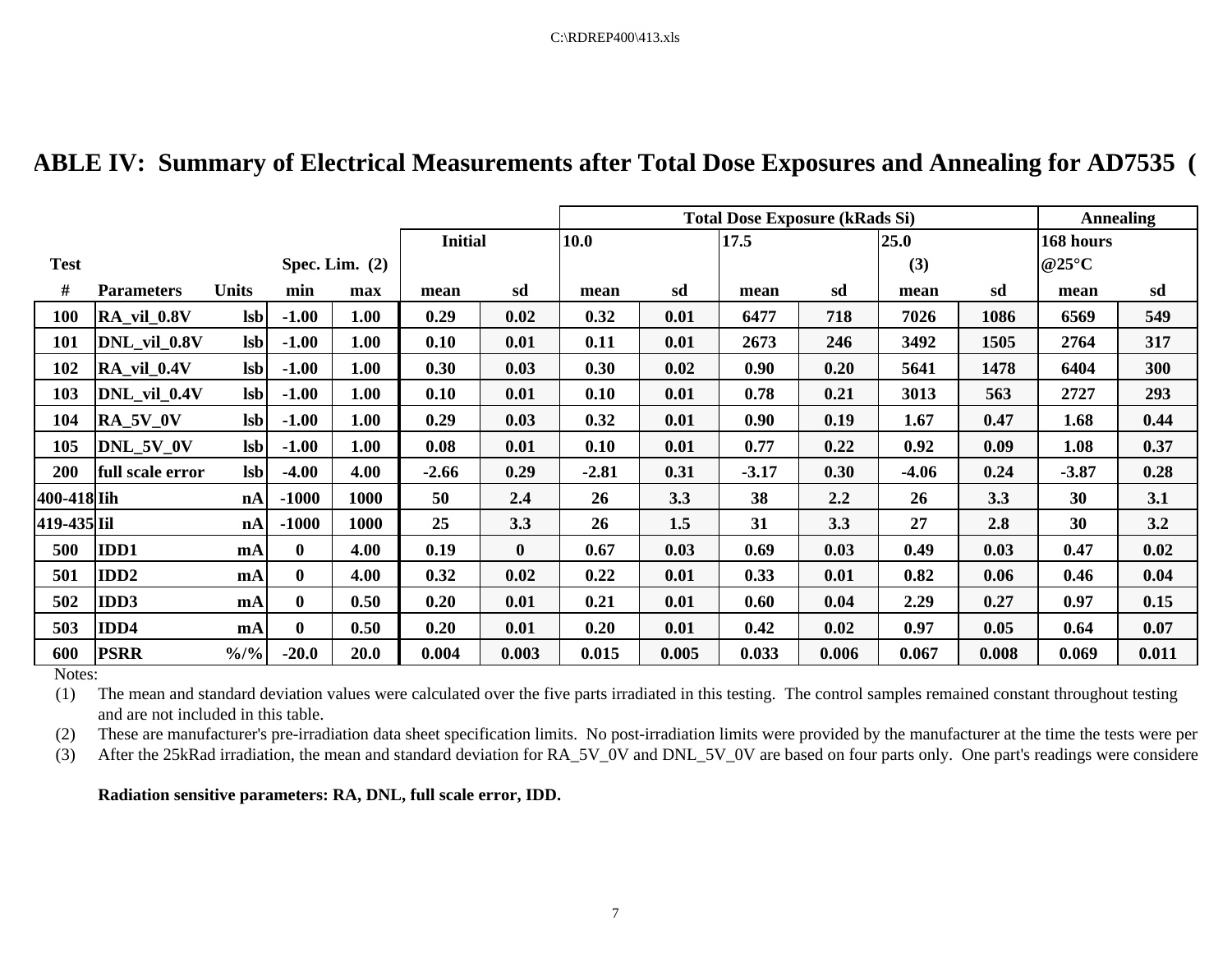## ABLE IV: Summary of Electrical Measurements after Total Dose Exposures and Annealing for AD7535 (

| | | | | | | | | | | | | | | |
|---|---|---|---|---|---|---|---|---|---|---|---|---|---|---|
| | | | | | | | Total Dose Exposure (kRads Si) | | | | | | Annealing | |
| | | | | | Initial | | 10.0 | | 17.5 | | 25.0 | | 168 hours | |
| Test | | | Spec. Lim. (2) | | | | | | | | (3) | | @25°C | |
| # | Parameters | Units | min | max | mean | sd | mean | sd | mean | sd | mean | sd | mean | sd |
| 100 | RA_vil_0.8V | lsb | -1.00 | 1.00 | 0.29 | 0.02 | 0.32 | 0.01 | 6477 | 718 | 7026 | 1086 | 6569 | 549 |
| 101 | DNL_vil_0.8V | lsb | -1.00 | 1.00 | 0.10 | 0.01 | 0.11 | 0.01 | 2673 | 246 | 3492 | 1505 | 2764 | 317 |
| 102 | RA_vil_0.4V | lsb | -1.00 | 1.00 | 0.30 | 0.03 | 0.30 | 0.02 | 0.90 | 0.20 | 5641 | 1478 | 6404 | 300 |
| 103 | DNL_vil_0.4V | lsb | -1.00 | 1.00 | 0.10 | 0.01 | 0.10 | 0.01 | 0.78 | 0.21 | 3013 | 563 | 2727 | 293 |
| 104 | RA_5V_0V | lsb | -1.00 | 1.00 | 0.29 | 0.03 | 0.32 | 0.01 | 0.90 | 0.19 | 1.67 | 0.47 | 1.68 | 0.44 |
| 105 | DNL_5V_0V | lsb | -1.00 | 1.00 | 0.08 | 0.01 | 0.10 | 0.01 | 0.77 | 0.22 | 0.92 | 0.09 | 1.08 | 0.37 |
| 200 | full scale error | lsb | -4.00 | 4.00 | -2.66 | 0.29 | -2.81 | 0.31 | -3.17 | 0.30 | -4.06 | 0.24 | -3.87 | 0.28 |
| 400-418 | Iih | nA | -1000 | 1000 | 50 | 2.4 | 26 | 3.3 | 38 | 2.2 | 26 | 3.3 | 30 | 3.1 |
| 419-435 | Iil | nA | -1000 | 1000 | 25 | 3.3 | 26 | 1.5 | 31 | 3.3 | 27 | 2.8 | 30 | 3.2 |
| 500 | IDD1 | mA | 0 | 4.00 | 0.19 | 0 | 0.67 | 0.03 | 0.69 | 0.03 | 0.49 | 0.03 | 0.47 | 0.02 |
| 501 | IDD2 | mA | 0 | 4.00 | 0.32 | 0.02 | 0.22 | 0.01 | 0.33 | 0.01 | 0.82 | 0.06 | 0.46 | 0.04 |
| 502 | IDD3 | mA | 0 | 0.50 | 0.20 | 0.01 | 0.21 | 0.01 | 0.60 | 0.04 | 2.29 | 0.27 | 0.97 | 0.15 |
| 503 | IDD4 | mA | 0 | 0.50 | 0.20 | 0.01 | 0.20 | 0.01 | 0.42 | 0.02 | 0.97 | 0.05 | 0.64 | 0.07 |
| 600 | PSRR | %/% | -20.0 | 20.0 | 0.004 | 0.003 | 0.015 | 0.005 | 0.033 | 0.006 | 0.067 | 0.008 | 0.069 | 0.011 |

Notes:

(1) The mean and standard deviation values were calculated over the five parts irradiated in this testing. The control samples remained constant throughout testing and are not included in this table.

(2) These are manufacturer's pre-irradiation data sheet specification limits. No post-irradiation limits were provided by the manufacturer at the time the tests were per

(3) After the 25kRad irradiation, the mean and standard deviation for RA_5V_0V and DNL_5V_0V are based on four parts only. One part's readings were considere

**Radiation sensitive parameters: RA, DNL, full scale error, IDD.**